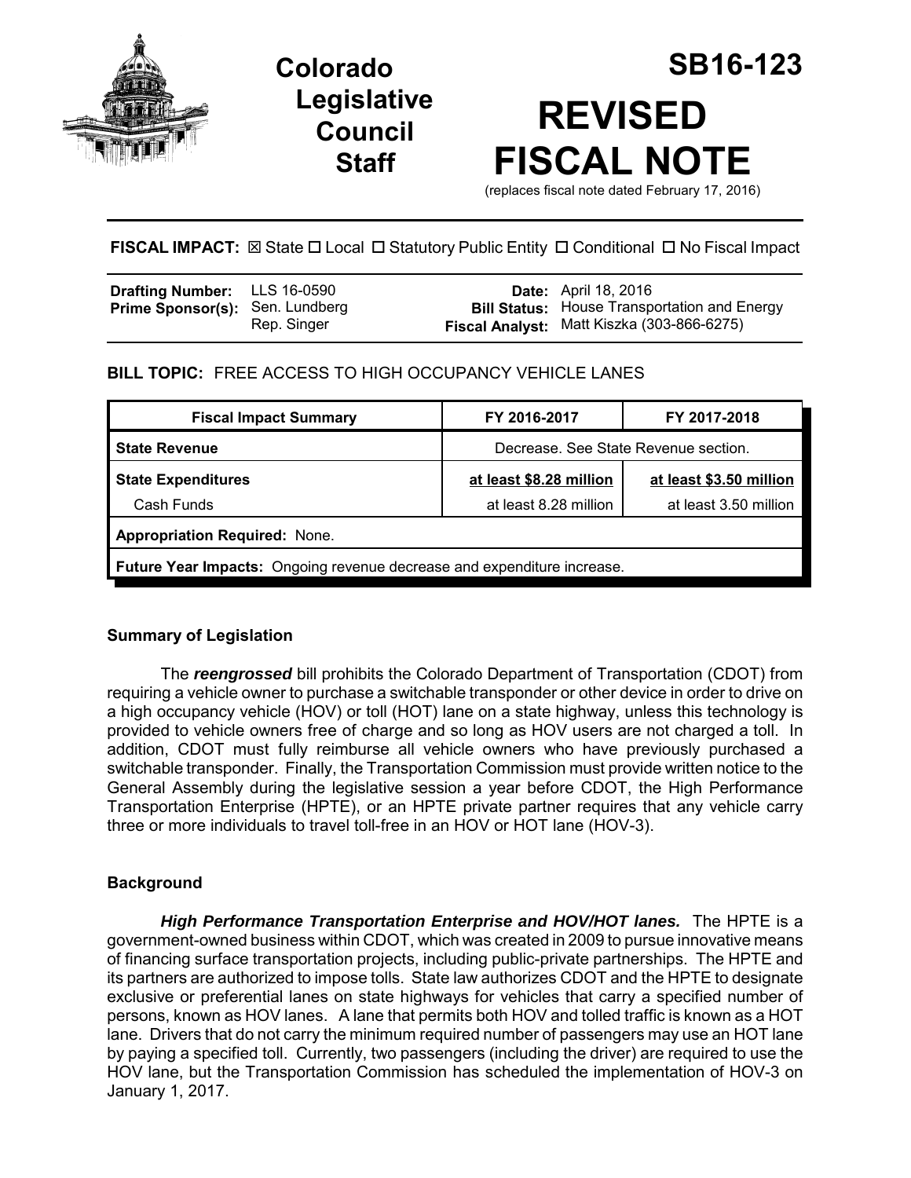# Colorado Legislative Council Staff

# SB16-123

# REVISED FISCAL NOTE

(replaces fiscal note dated February 17, 2016)

**FISCAL IMPACT:** ☒ State ☐ Local ☐ Statutory Public Entity ☐ Conditional ☐ No Fiscal Impact

| | | | |
|---|---|---|---|
| **Drafting Number:** | LLS 16-0590 | **Date:** | April 18, 2016 |
| **Prime Sponsor(s):** | Sen. Lundberg<br>Rep. Singer | **Bill Status:** | House Transportation and Energy |
| | | **Fiscal Analyst:** | Matt Kiszka (303-866-6275) |

**BILL TOPIC:** FREE ACCESS TO HIGH OCCUPANCY VEHICLE LANES

| Fiscal Impact Summary | FY 2016-2017 | FY 2017-2018 |
|---|---|---|
| **State Revenue** | Decrease. See State Revenue section. | |
| **State Expenditures** | **at least $8.28 million** | **at least $3.50 million** |
| Cash Funds | at least 8.28 million | at least 3.50 million |
| **Appropriation Required:** None. | | |
| **Future Year Impacts:** Ongoing revenue decrease and expenditure increase. | | |

### Summary of Legislation

The ***reengrossed*** bill prohibits the Colorado Department of Transportation (CDOT) from requiring a vehicle owner to purchase a switchable transponder or other device in order to drive on a high occupancy vehicle (HOV) or toll (HOT) lane on a state highway, unless this technology is provided to vehicle owners free of charge and so long as HOV users are not charged a toll. In addition, CDOT must fully reimburse all vehicle owners who have previously purchased a switchable transponder. Finally, the Transportation Commission must provide written notice to the General Assembly during the legislative session a year before CDOT, the High Performance Transportation Enterprise (HPTE), or an HPTE private partner requires that any vehicle carry three or more individuals to travel toll-free in an HOV or HOT lane (HOV-3).

### Background

***High Performance Transportation Enterprise and HOV/HOT lanes.*** The HPTE is a government-owned business within CDOT, which was created in 2009 to pursue innovative means of financing surface transportation projects, including public-private partnerships. The HPTE and its partners are authorized to impose tolls. State law authorizes CDOT and the HPTE to designate exclusive or preferential lanes on state highways for vehicles that carry a specified number of persons, known as HOV lanes. A lane that permits both HOV and tolled traffic is known as a HOT lane. Drivers that do not carry the minimum required number of passengers may use an HOT lane by paying a specified toll. Currently, two passengers (including the driver) are required to use the HOV lane, but the Transportation Commission has scheduled the implementation of HOV-3 on January 1, 2017.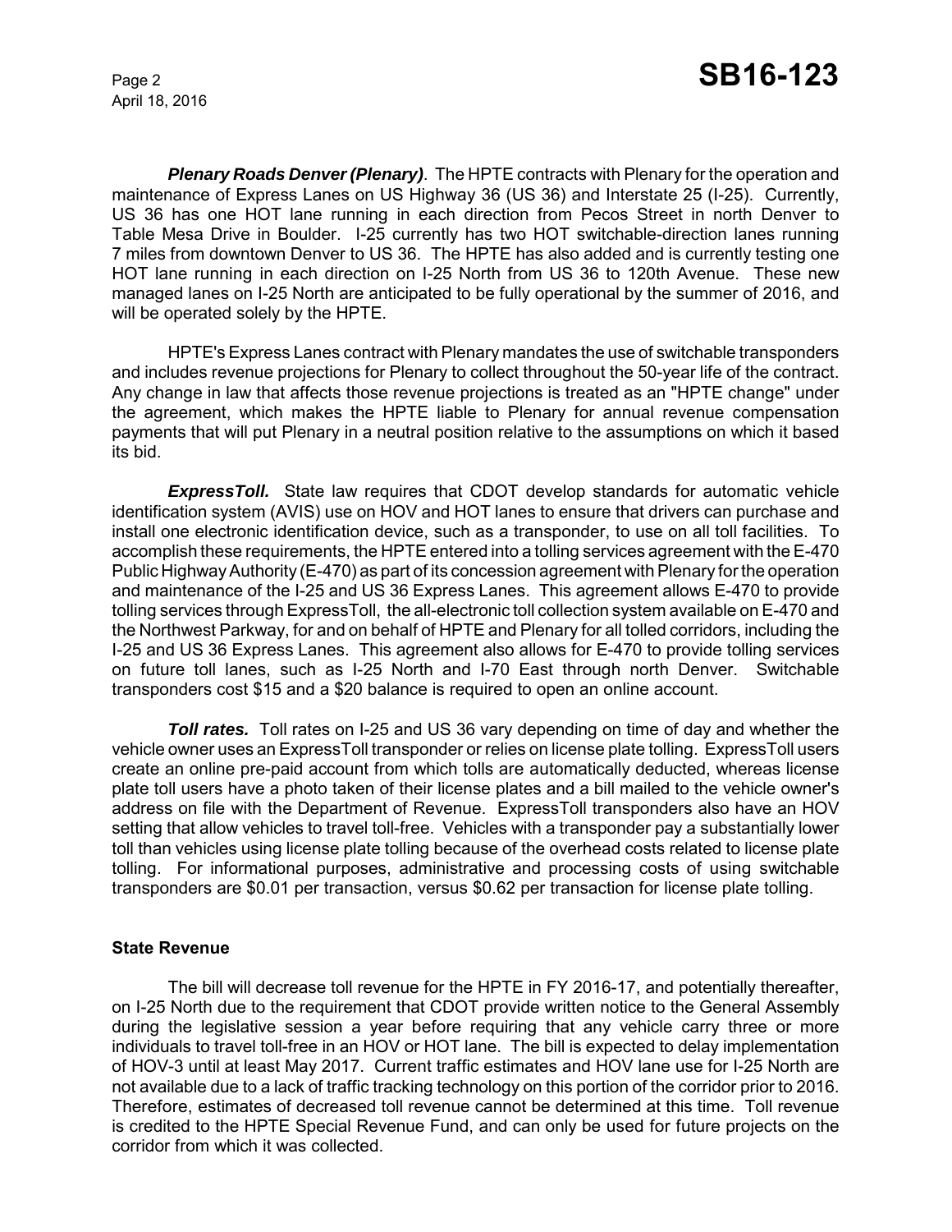***Plenary Roads Denver (Plenary)***. The HPTE contracts with Plenary for the operation and maintenance of Express Lanes on US Highway 36 (US 36) and Interstate 25 (I-25). Currently, US 36 has one HOT lane running in each direction from Pecos Street in north Denver to Table Mesa Drive in Boulder. I-25 currently has two HOT switchable-direction lanes running 7 miles from downtown Denver to US 36. The HPTE has also added and is currently testing one HOT lane running in each direction on I-25 North from US 36 to 120th Avenue. These new managed lanes on I-25 North are anticipated to be fully operational by the summer of 2016, and will be operated solely by the HPTE.

HPTE's Express Lanes contract with Plenary mandates the use of switchable transponders and includes revenue projections for Plenary to collect throughout the 50-year life of the contract. Any change in law that affects those revenue projections is treated as an "HPTE change" under the agreement, which makes the HPTE liable to Plenary for annual revenue compensation payments that will put Plenary in a neutral position relative to the assumptions on which it based its bid.

***ExpressToll.*** State law requires that CDOT develop standards for automatic vehicle identification system (AVIS) use on HOV and HOT lanes to ensure that drivers can purchase and install one electronic identification device, such as a transponder, to use on all toll facilities. To accomplish these requirements, the HPTE entered into a tolling services agreement with the E-470 Public Highway Authority (E-470) as part of its concession agreement with Plenary for the operation and maintenance of the I-25 and US 36 Express Lanes. This agreement allows E-470 to provide tolling services through ExpressToll, the all-electronic toll collection system available on E-470 and the Northwest Parkway, for and on behalf of HPTE and Plenary for all tolled corridors, including the I-25 and US 36 Express Lanes. This agreement also allows for E-470 to provide tolling services on future toll lanes, such as I-25 North and I-70 East through north Denver. Switchable transponders cost $15 and a $20 balance is required to open an online account.

***Toll rates.*** Toll rates on I-25 and US 36 vary depending on time of day and whether the vehicle owner uses an ExpressToll transponder or relies on license plate tolling. ExpressToll users create an online pre-paid account from which tolls are automatically deducted, whereas license plate toll users have a photo taken of their license plates and a bill mailed to the vehicle owner's address on file with the Department of Revenue. ExpressToll transponders also have an HOV setting that allow vehicles to travel toll-free. Vehicles with a transponder pay a substantially lower toll than vehicles using license plate tolling because of the overhead costs related to license plate tolling. For informational purposes, administrative and processing costs of using switchable transponders are $0.01 per transaction, versus $0.62 per transaction for license plate tolling.

**State Revenue**

The bill will decrease toll revenue for the HPTE in FY 2016-17, and potentially thereafter, on I-25 North due to the requirement that CDOT provide written notice to the General Assembly during the legislative session a year before requiring that any vehicle carry three or more individuals to travel toll-free in an HOV or HOT lane. The bill is expected to delay implementation of HOV-3 until at least May 2017. Current traffic estimates and HOV lane use for I-25 North are not available due to a lack of traffic tracking technology on this portion of the corridor prior to 2016. Therefore, estimates of decreased toll revenue cannot be determined at this time. Toll revenue is credited to the HPTE Special Revenue Fund, and can only be used for future projects on the corridor from which it was collected.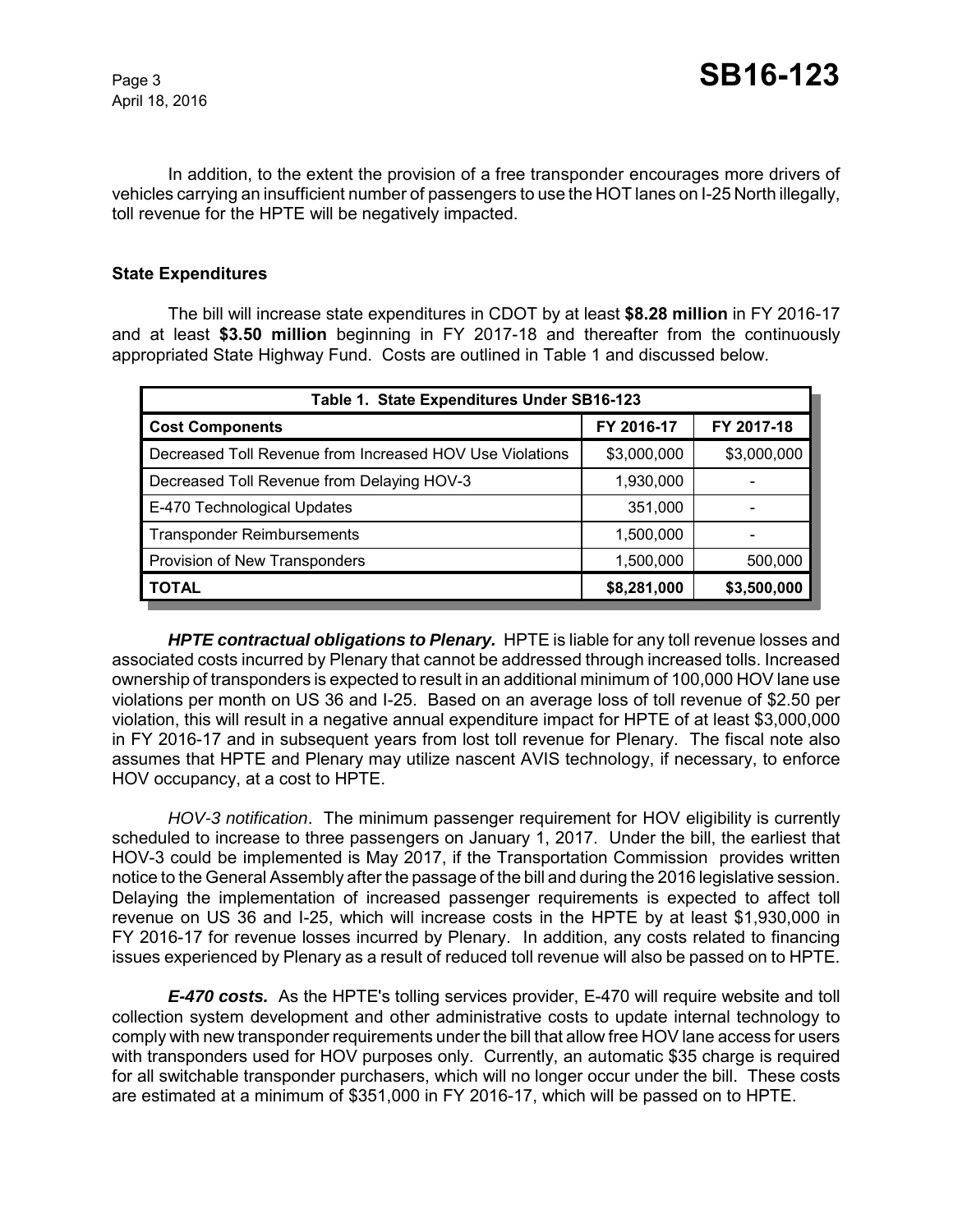In addition, to the extent the provision of a free transponder encourages more drivers of vehicles carrying an insufficient number of passengers to use the HOT lanes on I-25 North illegally, toll revenue for the HPTE will be negatively impacted.

**State Expenditures**

The bill will increase state expenditures in CDOT by at least **$8.28 million** in FY 2016-17 and at least **$3.50 million** beginning in FY 2017-18 and thereafter from the continuously appropriated State Highway Fund. Costs are outlined in Table 1 and discussed below.

| Table 1. State Expenditures Under SB16-123 | | |
|---|---|---|
| **Cost Components** | **FY 2016-17** | **FY 2017-18** |
| Decreased Toll Revenue from Increased HOV Use Violations | $3,000,000 | $3,000,000 |
| Decreased Toll Revenue from Delaying HOV-3 | 1,930,000 | - |
| E-470 Technological Updates | 351,000 | - |
| Transponder Reimbursements | 1,500,000 | - |
| Provision of New Transponders | 1,500,000 | 500,000 |
| **TOTAL** | **$8,281,000** | **$3,500,000** |

***HPTE contractual obligations to Plenary.*** HPTE is liable for any toll revenue losses and associated costs incurred by Plenary that cannot be addressed through increased tolls. Increased ownership of transponders is expected to result in an additional minimum of 100,000 HOV lane use violations per month on US 36 and I-25. Based on an average loss of toll revenue of $2.50 per violation, this will result in a negative annual expenditure impact for HPTE of at least $3,000,000 in FY 2016-17 and in subsequent years from lost toll revenue for Plenary. The fiscal note also assumes that HPTE and Plenary may utilize nascent AVIS technology, if necessary, to enforce HOV occupancy, at a cost to HPTE.

*HOV-3 notification*. The minimum passenger requirement for HOV eligibility is currently scheduled to increase to three passengers on January 1, 2017. Under the bill, the earliest that HOV-3 could be implemented is May 2017, if the Transportation Commission provides written notice to the General Assembly after the passage of the bill and during the 2016 legislative session. Delaying the implementation of increased passenger requirements is expected to affect toll revenue on US 36 and I-25, which will increase costs in the HPTE by at least $1,930,000 in FY 2016-17 for revenue losses incurred by Plenary. In addition, any costs related to financing issues experienced by Plenary as a result of reduced toll revenue will also be passed on to HPTE.

***E-470 costs.*** As the HPTE's tolling services provider, E-470 will require website and toll collection system development and other administrative costs to update internal technology to comply with new transponder requirements under the bill that allow free HOV lane access for users with transponders used for HOV purposes only. Currently, an automatic $35 charge is required for all switchable transponder purchasers, which will no longer occur under the bill. These costs are estimated at a minimum of $351,000 in FY 2016-17, which will be passed on to HPTE.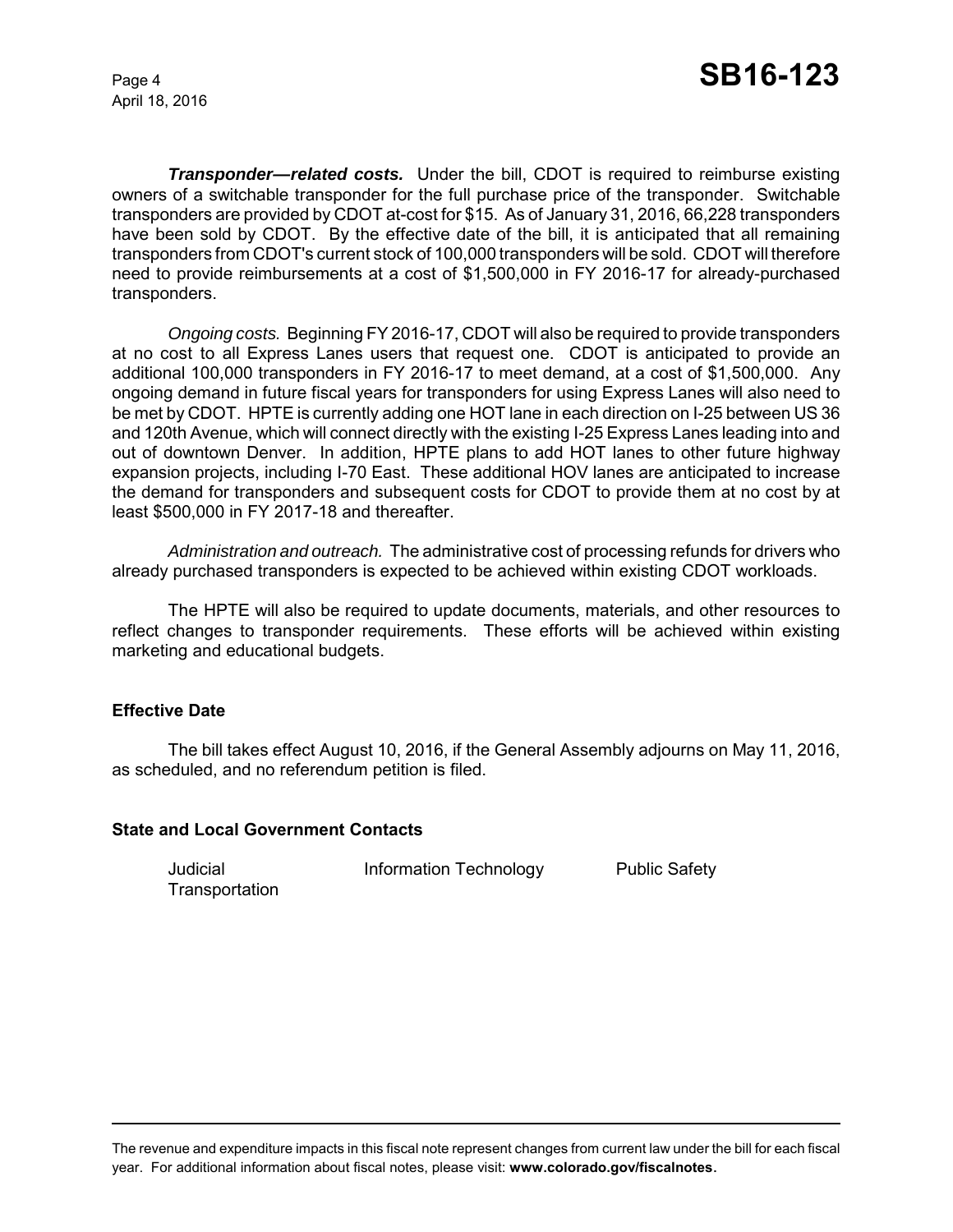***Transponder—related costs.*** Under the bill, CDOT is required to reimburse existing owners of a switchable transponder for the full purchase price of the transponder. Switchable transponders are provided by CDOT at-cost for $15. As of January 31, 2016, 66,228 transponders have been sold by CDOT. By the effective date of the bill, it is anticipated that all remaining transponders from CDOT's current stock of 100,000 transponders will be sold. CDOT will therefore need to provide reimbursements at a cost of $1,500,000 in FY 2016-17 for already-purchased transponders.

*Ongoing costs.* Beginning FY 2016-17, CDOT will also be required to provide transponders at no cost to all Express Lanes users that request one. CDOT is anticipated to provide an additional 100,000 transponders in FY 2016-17 to meet demand, at a cost of $1,500,000. Any ongoing demand in future fiscal years for transponders for using Express Lanes will also need to be met by CDOT. HPTE is currently adding one HOT lane in each direction on I-25 between US 36 and 120th Avenue, which will connect directly with the existing I-25 Express Lanes leading into and out of downtown Denver. In addition, HPTE plans to add HOT lanes to other future highway expansion projects, including I-70 East. These additional HOV lanes are anticipated to increase the demand for transponders and subsequent costs for CDOT to provide them at no cost by at least $500,000 in FY 2017-18 and thereafter.

*Administration and outreach.* The administrative cost of processing refunds for drivers who already purchased transponders is expected to be achieved within existing CDOT workloads.

The HPTE will also be required to update documents, materials, and other resources to reflect changes to transponder requirements. These efforts will be achieved within existing marketing and educational budgets.

## Effective Date

The bill takes effect August 10, 2016, if the General Assembly adjourns on May 11, 2016, as scheduled, and no referendum petition is filed.

## State and Local Government Contacts

Judicial · Information Technology · Public Safety · Transportation

The revenue and expenditure impacts in this fiscal note represent changes from current law under the bill for each fiscal year. For additional information about fiscal notes, please visit: **www.colorado.gov/fiscalnotes.**